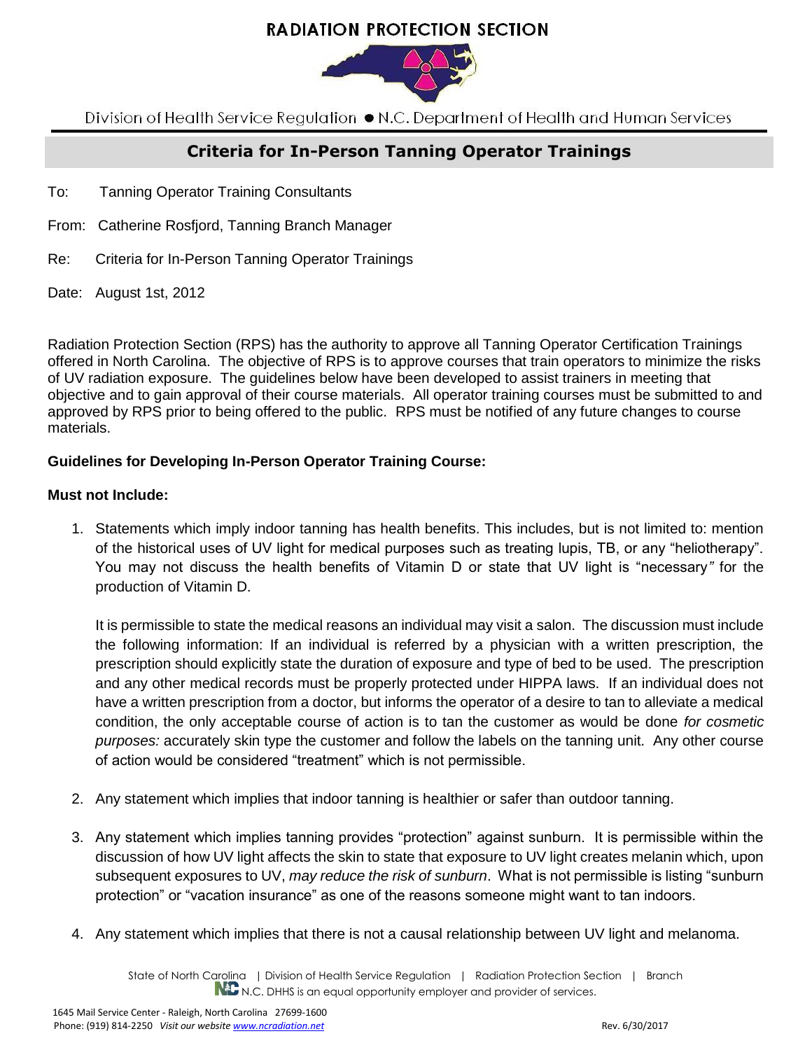# RADIATION PROTECTION SECTION

Division of Health Service Regulation ● N.C. Department of Health and Human Services

## Criteria for In-Person Tanning Operator Trainings

To: Tanning Operator Training Consultants

From: Catherine Rosfjord, Tanning Branch Manager

Re: Criteria for In-Person Tanning Operator Trainings

Date: August 1st, 2012

Radiation Protection Section (RPS) has the authority to approve all Tanning Operator Certification Trainings offered in North Carolina. The objective of RPS is to approve courses that train operators to minimize the risks of UV radiation exposure. The guidelines below have been developed to assist trainers in meeting that objective and to gain approval of their course materials. All operator training courses must be submitted to and approved by RPS prior to being offered to the public. RPS must be notified of any future changes to course materials.

**Guidelines for Developing In-Person Operator Training Course:**

**Must not Include:**

1. Statements which imply indoor tanning has health benefits. This includes, but is not limited to: mention of the historical uses of UV light for medical purposes such as treating lupis, TB, or any "heliotherapy". You may not discuss the health benefits of Vitamin D or state that UV light is "necessary*"* for the production of Vitamin D.

   It is permissible to state the medical reasons an individual may visit a salon. The discussion must include the following information: If an individual is referred by a physician with a written prescription, the prescription should explicitly state the duration of exposure and type of bed to be used. The prescription and any other medical records must be properly protected under HIPPA laws. If an individual does not have a written prescription from a doctor, but informs the operator of a desire to tan to alleviate a medical condition, the only acceptable course of action is to tan the customer as would be done *for cosmetic purposes:* accurately skin type the customer and follow the labels on the tanning unit. Any other course of action would be considered "treatment" which is not permissible.

2. Any statement which implies that indoor tanning is healthier or safer than outdoor tanning.

3. Any statement which implies tanning provides "protection" against sunburn. It is permissible within the discussion of how UV light affects the skin to state that exposure to UV light creates melanin which, upon subsequent exposures to UV, *may reduce the risk of sunburn*. What is not permissible is listing "sunburn protection" or "vacation insurance" as one of the reasons someone might want to tan indoors.

4. Any statement which implies that there is not a causal relationship between UV light and melanoma.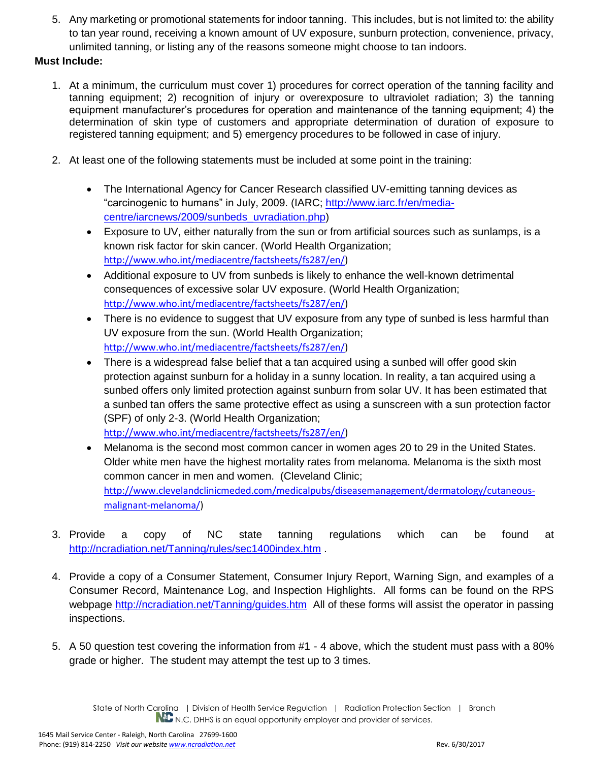5. Any marketing or promotional statements for indoor tanning. This includes, but is not limited to: the ability to tan year round, receiving a known amount of UV exposure, sunburn protection, convenience, privacy, unlimited tanning, or listing any of the reasons someone might choose to tan indoors.

**Must Include:**

1. At a minimum, the curriculum must cover 1) procedures for correct operation of the tanning facility and tanning equipment; 2) recognition of injury or overexposure to ultraviolet radiation; 3) the tanning equipment manufacturer's procedures for operation and maintenance of the tanning equipment; 4) the determination of skin type of customers and appropriate determination of duration of exposure to registered tanning equipment; and 5) emergency procedures to be followed in case of injury.

2. At least one of the following statements must be included at some point in the training:

   - The International Agency for Cancer Research classified UV-emitting tanning devices as "carcinogenic to humans" in July, 2009. (IARC; http://www.iarc.fr/en/media-centre/iarcnews/2009/sunbeds_uvradiation.php)
   - Exposure to UV, either naturally from the sun or from artificial sources such as sunlamps, is a known risk factor for skin cancer. (World Health Organization; http://www.who.int/mediacentre/factsheets/fs287/en/)
   - Additional exposure to UV from sunbeds is likely to enhance the well-known detrimental consequences of excessive solar UV exposure. (World Health Organization; http://www.who.int/mediacentre/factsheets/fs287/en/)
   - There is no evidence to suggest that UV exposure from any type of sunbed is less harmful than UV exposure from the sun. (World Health Organization; http://www.who.int/mediacentre/factsheets/fs287/en/)
   - There is a widespread false belief that a tan acquired using a sunbed will offer good skin protection against sunburn for a holiday in a sunny location. In reality, a tan acquired using a sunbed offers only limited protection against sunburn from solar UV. It has been estimated that a sunbed tan offers the same protective effect as using a sunscreen with a sun protection factor (SPF) of only 2-3. (World Health Organization; http://www.who.int/mediacentre/factsheets/fs287/en/)
   - Melanoma is the second most common cancer in women ages 20 to 29 in the United States. Older white men have the highest mortality rates from melanoma. Melanoma is the sixth most common cancer in men and women. (Cleveland Clinic; http://www.clevelandclinicmeded.com/medicalpubs/diseasemanagement/dermatology/cutaneous-malignant-melanoma/)

3. Provide a copy of NC state tanning regulations which can be found at http://ncradiation.net/Tanning/rules/sec1400index.htm .

4. Provide a copy of a Consumer Statement, Consumer Injury Report, Warning Sign, and examples of a Consumer Record, Maintenance Log, and Inspection Highlights. All forms can be found on the RPS webpage http://ncradiation.net/Tanning/guides.htm All of these forms will assist the operator in passing inspections.

5. A 50 question test covering the information from #1 - 4 above, which the student must pass with a 80% grade or higher. The student may attempt the test up to 3 times.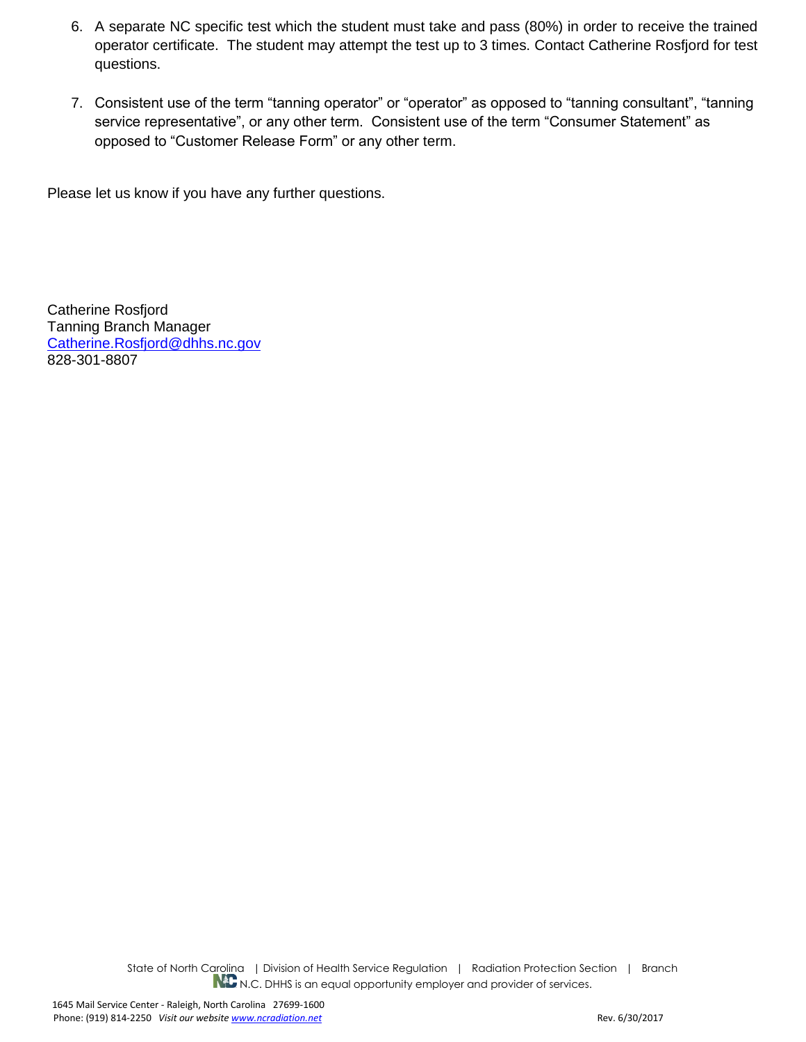6. A separate NC specific test which the student must take and pass (80%) in order to receive the trained operator certificate. The student may attempt the test up to 3 times. Contact Catherine Rosfjord for test questions.

7. Consistent use of the term "tanning operator" or "operator" as opposed to "tanning consultant", "tanning service representative", or any other term. Consistent use of the term "Consumer Statement" as opposed to "Customer Release Form" or any other term.

Please let us know if you have any further questions.

Catherine Rosfjord
Tanning Branch Manager
Catherine.Rosfjord@dhhs.nc.gov
828-301-8807